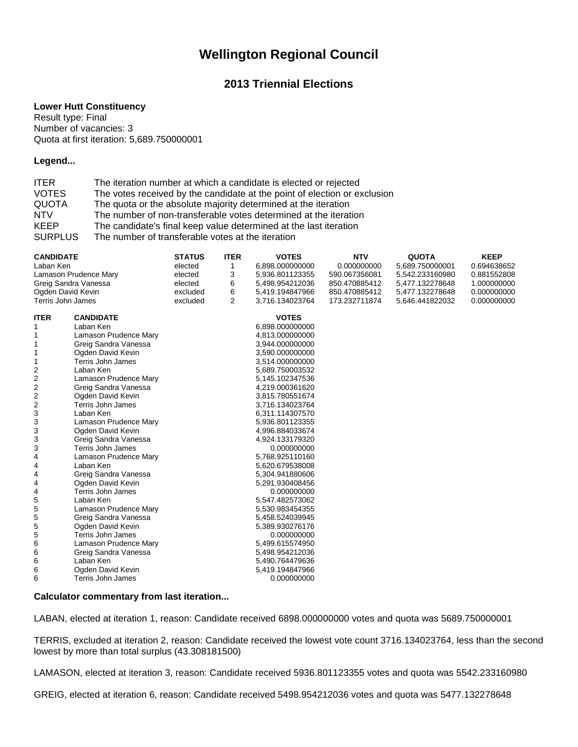# Wellington Regional Council

## 2013 Triennial Elections

**Lower Hutt Constituency**
Result type: Final
Number of vacancies: 3
Quota at first iteration: 5,689.750000001

**Legend...**

| | |
|---|---|
| ITER | The iteration number at which a candidate is elected or rejected |
| VOTES | The votes received by the candidate at the point of election or exclusion |
| QUOTA | The quota or the absolute majority determined at the iteration |
| NTV | The number of non-transferable votes determined at the iteration |
| KEEP | The candidate's final keep value determined at the last iteration |
| SURPLUS | The number of transferable votes at the iteration |

| CANDIDATE | STATUS | ITER | VOTES | NTV | QUOTA | KEEP |
|---|---|---|---|---|---|---|
| Laban Ken | elected | 1 | 6,898.000000000 | 0.000000000 | 5,689.750000001 | 0.694638652 |
| Lamason Prudence Mary | elected | 3 | 5,936.801123355 | 590.067356081 | 5,542.233160980 | 0.881552808 |
| Greig Sandra Vanessa | elected | 6 | 5,498.954212036 | 850.470885412 | 5,477.132278648 | 1.000000000 |
| Ogden David Kevin | excluded | 6 | 5,419.194847966 | 850.470885412 | 5,477.132278648 | 0.000000000 |
| Terris John James | excluded | 2 | 3,716.134023764 | 173.232711874 | 5,646.441822032 | 0.000000000 |

| ITER | CANDIDATE | VOTES |
|---|---|---|
| 1 | Laban Ken | 6,898.000000000 |
| 1 | Lamason Prudence Mary | 4,813.000000000 |
| 1 | Greig Sandra Vanessa | 3,944.000000000 |
| 1 | Ogden David Kevin | 3,590.000000000 |
| 1 | Terris John James | 3,514.000000000 |
| 2 | Laban Ken | 5,689.750003532 |
| 2 | Lamason Prudence Mary | 5,145.102347536 |
| 2 | Greig Sandra Vanessa | 4,219.000361620 |
| 2 | Ogden David Kevin | 3,815.780551674 |
| 2 | Terris John James | 3,716.134023764 |
| 3 | Laban Ken | 6,311.114307570 |
| 3 | Lamason Prudence Mary | 5,936.801123355 |
| 3 | Ogden David Kevin | 4,996.884033674 |
| 3 | Greig Sandra Vanessa | 4,924.133179320 |
| 3 | Terris John James | 0.000000000 |
| 4 | Lamason Prudence Mary | 5,768.925110160 |
| 4 | Laban Ken | 5,620.679538008 |
| 4 | Greig Sandra Vanessa | 5,304.941880606 |
| 4 | Ogden David Kevin | 5,291.930408456 |
| 4 | Terris John James | 0.000000000 |
| 5 | Laban Ken | 5,547.482573062 |
| 5 | Lamason Prudence Mary | 5,530.983454355 |
| 5 | Greig Sandra Vanessa | 5,458.524039945 |
| 5 | Ogden David Kevin | 5,389.930276176 |
| 5 | Terris John James | 0.000000000 |
| 6 | Lamason Prudence Mary | 5,499.615574950 |
| 6 | Greig Sandra Vanessa | 5,498.954212036 |
| 6 | Laban Ken | 5,490.764479636 |
| 6 | Ogden David Kevin | 5,419.194847966 |
| 6 | Terris John James | 0.000000000 |

**Calculator commentary from last iteration...**

LABAN, elected at iteration 1, reason: Candidate received 6898.000000000 votes and quota was 5689.750000001

TERRIS, excluded at iteration 2, reason: Candidate received the lowest vote count 3716.134023764, less than the second lowest by more than total surplus (43.308181500)

LAMASON, elected at iteration 3, reason: Candidate received 5936.801123355 votes and quota was 5542.233160980

GREIG, elected at iteration 6, reason: Candidate received 5498.954212036 votes and quota was 5477.132278648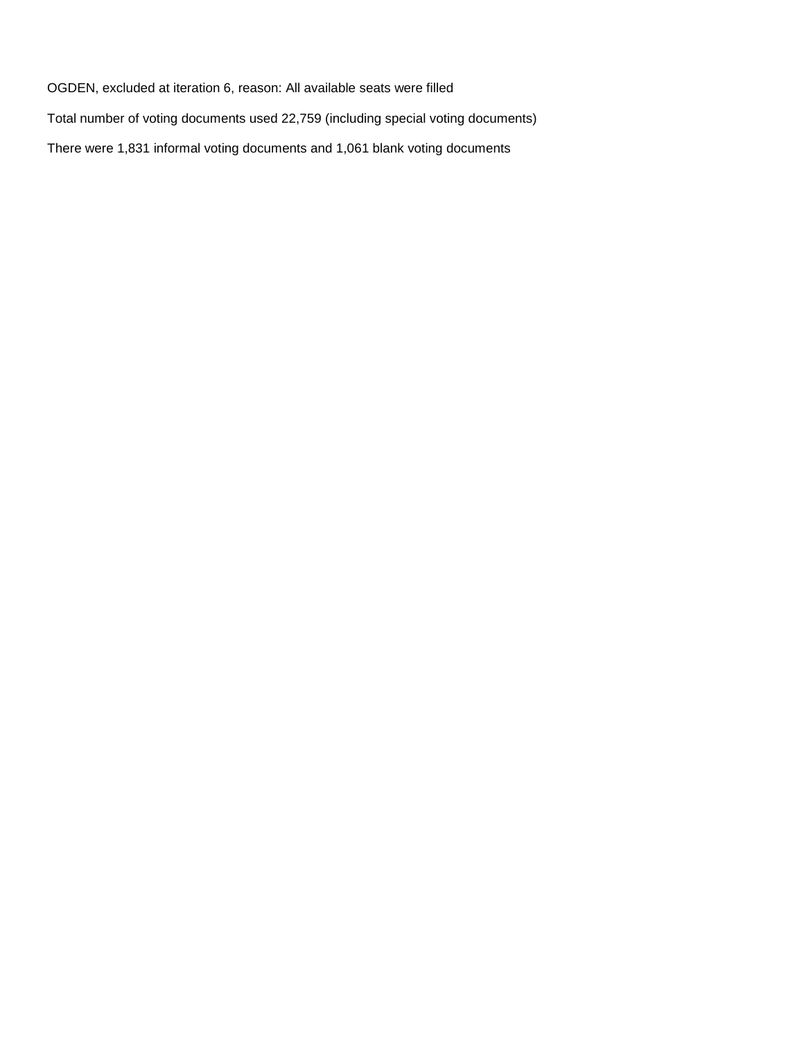OGDEN, excluded at iteration 6, reason: All available seats were filled

Total number of voting documents used 22,759 (including special voting documents)

There were 1,831 informal voting documents and 1,061 blank voting documents